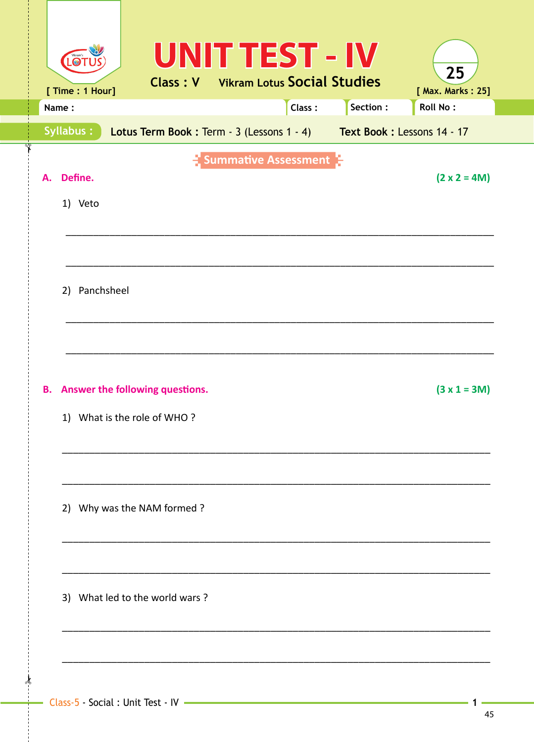# UNIT TEST - IV

Class : V Vikram Lotus Social Studies

[ Time : 1 Hour] [ Max. Marks : 25]

Name : Class : Section : Roll No :

**Syllabus :** **Lotus Term Book :** Term - 3 (Lessons 1 - 4) **Text Book :** Lessons 14 - 17

## Summative Assessment

**A. Define.** **(2 x 2 = 4M)**

1) Veto

_______________________________________________

_______________________________________________

2) Panchsheel

_______________________________________________

_______________________________________________

**B. Answer the following questions.** **(3 x 1 = 3M)**

1) What is the role of WHO ?

_______________________________________________

_______________________________________________

2) Why was the NAM formed ?

_______________________________________________

_______________________________________________

3) What led to the world wars ?

_______________________________________________

_______________________________________________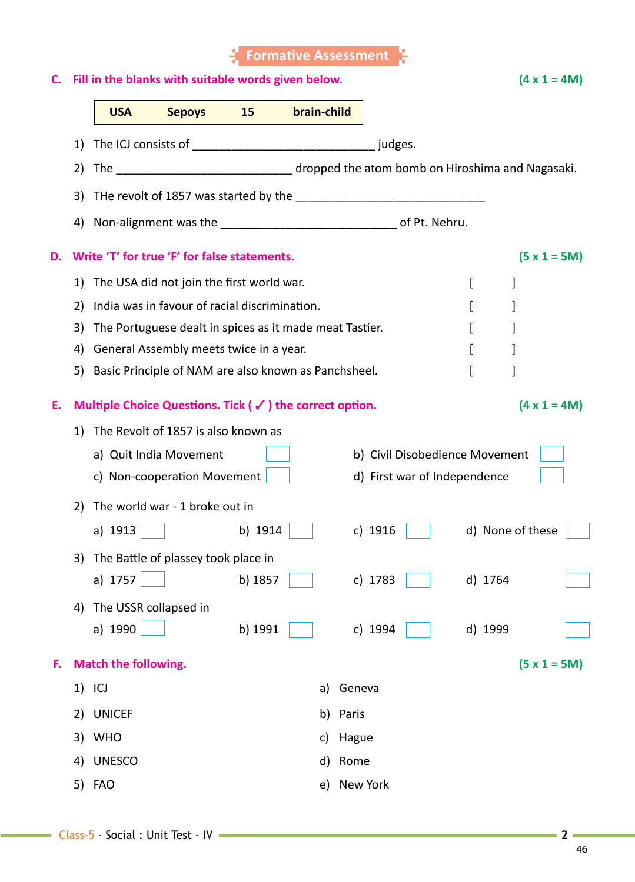## Formative Assessment

**C. Fill in the blanks with suitable words given below.** **(4 x 1 = 4M)**

| | | | |
|---|---|---|---|
| **USA** | **Sepoys** | **15** | **brain-child** |

1) The ICJ consists of ____________________________ judges.
2) The ___________________________ dropped the atom bomb on Hiroshima and Nagasaki.
3) THe revolt of 1857 was started by the _____________________________
4) Non-alignment was the ___________________________ of Pt. Nehru.

**D. Write 'T' for true 'F' for false statements.** **(5 x 1 = 5M)**

1) The USA did not join the first world war. [ ]
2) India was in favour of racial discrimination. [ ]
3) The Portuguese dealt in spices as it made meat Tastier. [ ]
4) General Assembly meets twice in a year. [ ]
5) Basic Principle of NAM are also known as Panchsheel. [ ]

**E. Multiple Choice Questions. Tick ( ✓ ) the correct option.** **(4 x 1 = 4M)**

1) The Revolt of 1857 is also known as
   a) Quit India Movement ☐  b) Civil Disobedience Movement ☐
   c) Non-cooperation Movement ☐  d) First war of Independence ☐

2) The world war - 1 broke out in
   a) 1913 ☐  b) 1914 ☐  c) 1916 ☐  d) None of these ☐

3) The Battle of plassey took place in
   a) 1757 ☐  b) 1857 ☐  c) 1783 ☐  d) 1764 ☐

4) The USSR collapsed in
   a) 1990 ☐  b) 1991 ☐  c) 1994 ☐  d) 1999 ☐

**F. Match the following.** **(5 x 1 = 5M)**

| | |
|---|---|
| 1) ICJ | a) Geneva |
| 2) UNICEF | b) Paris |
| 3) WHO | c) Hague |
| 4) UNESCO | d) Rome |
| 5) FAO | e) New York |